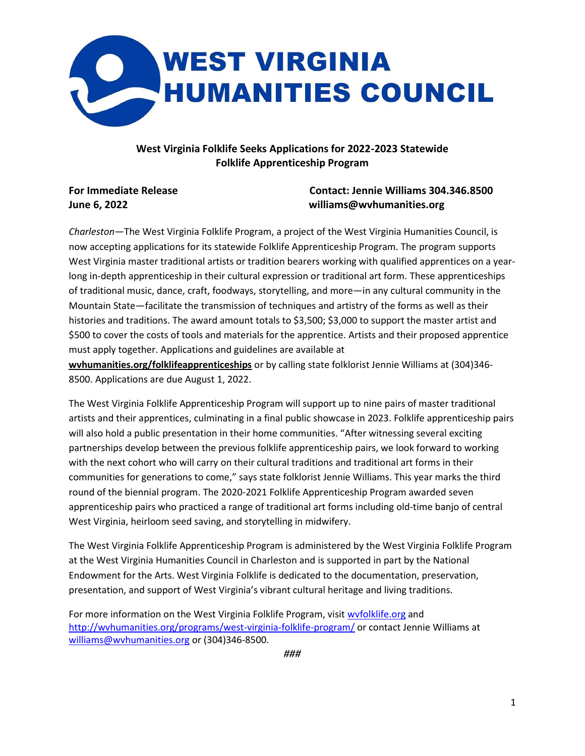# WEST VIRGINIA HUMANITIES COUNCIL

## West Virginia Folklife Seeks Applications for 2022-2023 Statewide Folklife Apprenticeship Program

**For Immediate Release**
**June 6, 2022**

**Contact: Jennie Williams 304.346.8500**
**williams@wvhumanities.org**

*Charleston*—The West Virginia Folklife Program, a project of the West Virginia Humanities Council, is now accepting applications for its statewide Folklife Apprenticeship Program. The program supports West Virginia master traditional artists or tradition bearers working with qualified apprentices on a year-long in-depth apprenticeship in their cultural expression or traditional art form. These apprenticeships of traditional music, dance, craft, foodways, storytelling, and more—in any cultural community in the Mountain State—facilitate the transmission of techniques and artistry of the forms as well as their histories and traditions. The award amount totals to $3,500; $3,000 to support the master artist and $500 to cover the costs of tools and materials for the apprentice. Artists and their proposed apprentice must apply together. Applications and guidelines are available at **wvhumanities.org/folklifeapprenticeships** or by calling state folklorist Jennie Williams at (304)346-8500. Applications are due August 1, 2022.

The West Virginia Folklife Apprenticeship Program will support up to nine pairs of master traditional artists and their apprentices, culminating in a final public showcase in 2023. Folklife apprenticeship pairs will also hold a public presentation in their home communities. "After witnessing several exciting partnerships develop between the previous folklife apprenticeship pairs, we look forward to working with the next cohort who will carry on their cultural traditions and traditional art forms in their communities for generations to come," says state folklorist Jennie Williams. This year marks the third round of the biennial program. The 2020-2021 Folklife Apprenticeship Program awarded seven apprenticeship pairs who practiced a range of traditional art forms including old-time banjo of central West Virginia, heirloom seed saving, and storytelling in midwifery.

The West Virginia Folklife Apprenticeship Program is administered by the West Virginia Folklife Program at the West Virginia Humanities Council in Charleston and is supported in part by the National Endowment for the Arts. West Virginia Folklife is dedicated to the documentation, preservation, presentation, and support of West Virginia's vibrant cultural heritage and living traditions.

For more information on the West Virginia Folklife Program, visit wvfolklife.org and http://wvhumanities.org/programs/west-virginia-folklife-program/ or contact Jennie Williams at williams@wvhumanities.org or (304)346-8500.

*###*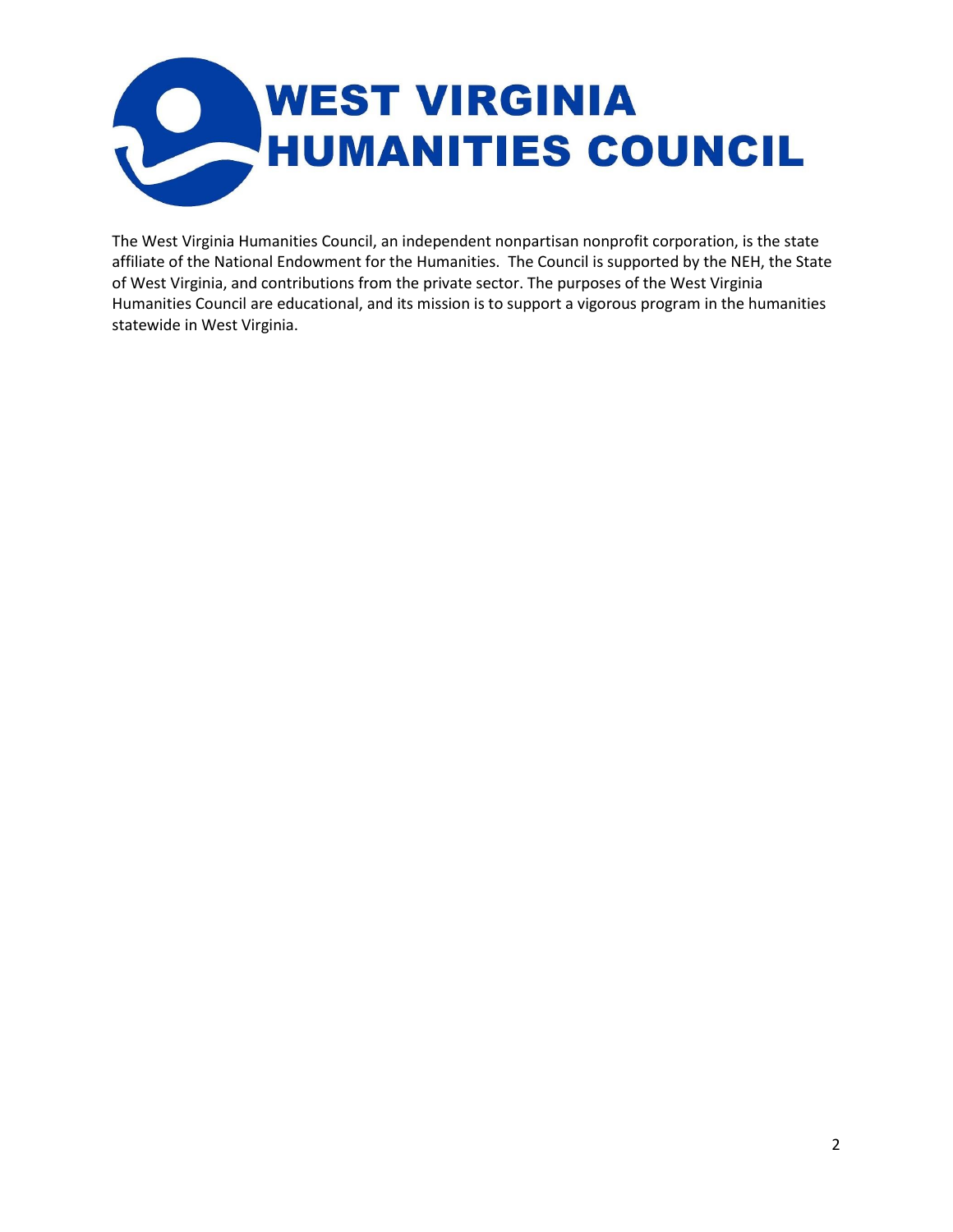# WEST VIRGINIA HUMANITIES COUNCIL

The West Virginia Humanities Council, an independent nonpartisan nonprofit corporation, is the state affiliate of the National Endowment for the Humanities. The Council is supported by the NEH, the State of West Virginia, and contributions from the private sector. The purposes of the West Virginia Humanities Council are educational, and its mission is to support a vigorous program in the humanities statewide in West Virginia.